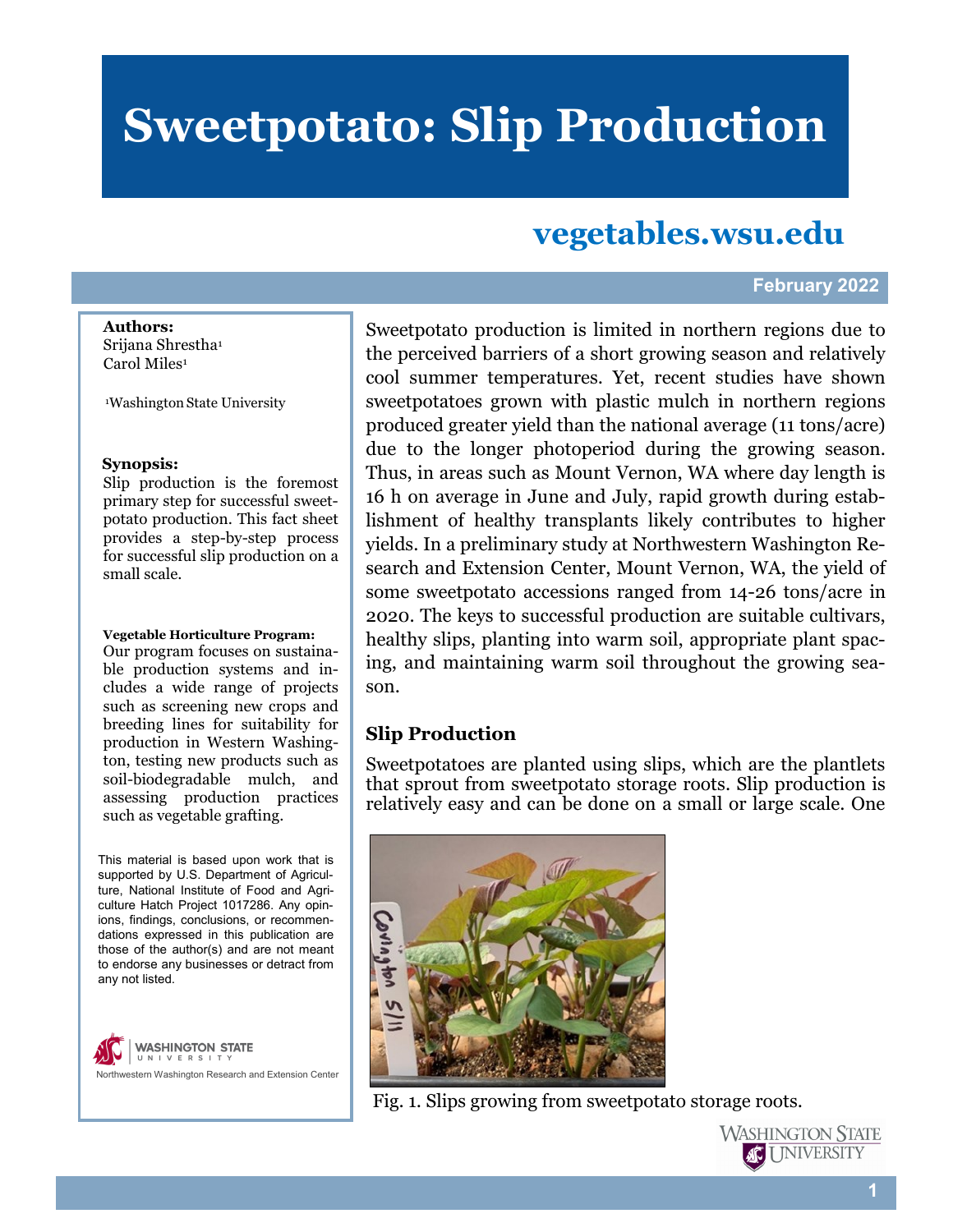# Sweetpotato: Slip Production

**vegetables.wsu.edu**

February 2022

**Authors:**
Srijana Shrestha[1]
Carol Miles[1]

[1]Washington State University

**Synopsis:**
Slip production is the foremost primary step for successful sweetpotato production. This fact sheet provides a step-by-step process for successful slip production on a small scale.

**Vegetable Horticulture Program:**
Our program focuses on sustainable production systems and includes a wide range of projects such as screening new crops and breeding lines for suitability for production in Western Washington, testing new products such as soil-biodegradable mulch, and assessing production practices such as vegetable grafting.

This material is based upon work that is supported by U.S. Department of Agriculture, National Institute of Food and Agriculture Hatch Project 1017286. Any opinions, findings, conclusions, or recommendations expressed in this publication are those of the author(s) and are not meant to endorse any businesses or detract from any not listed.

Washington State University
Northwestern Washington Research and Extension Center

Sweetpotato production is limited in northern regions due to the perceived barriers of a short growing season and relatively cool summer temperatures. Yet, recent studies have shown sweetpotatoes grown with plastic mulch in northern regions produced greater yield than the national average (11 tons/acre) due to the longer photoperiod during the growing season. Thus, in areas such as Mount Vernon, WA where day length is 16 h on average in June and July, rapid growth during establishment of healthy transplants likely contributes to higher yields. In a preliminary study at Northwestern Washington Research and Extension Center, Mount Vernon, WA, the yield of some sweetpotato accessions ranged from 14-26 tons/acre in 2020. The keys to successful production are suitable cultivars, healthy slips, planting into warm soil, appropriate plant spacing, and maintaining warm soil throughout the growing season.

## Slip Production

Sweetpotatoes are planted using slips, which are the plantlets that sprout from sweetpotato storage roots. Slip production is relatively easy and can be done on a small or large scale. One

Fig. 1. Slips growing from sweetpotato storage roots.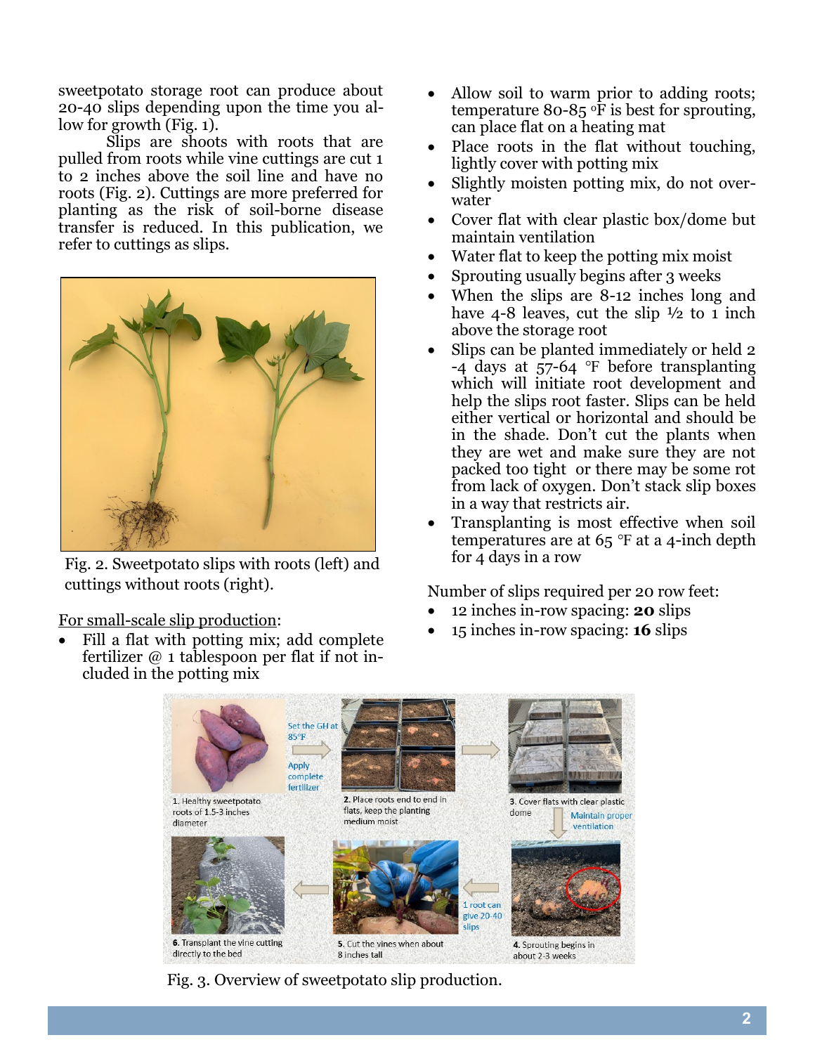sweetpotato storage root can produce about 20-40 slips depending upon the time you allow for growth (Fig. 1).

Slips are shoots with roots that are pulled from roots while vine cuttings are cut 1 to 2 inches above the soil line and have no roots (Fig. 2). Cuttings are more preferred for planting as the risk of soil-borne disease transfer is reduced. In this publication, we refer to cuttings as slips.

Fig. 2. Sweetpotato slips with roots (left) and cuttings without roots (right).

For small-scale slip production:

- Fill a flat with potting mix; add complete fertilizer @ 1 tablespoon per flat if not included in the potting mix
- Allow soil to warm prior to adding roots; temperature 80-85 °F is best for sprouting, can place flat on a heating mat
- Place roots in the flat without touching, lightly cover with potting mix
- Slightly moisten potting mix, do not overwater
- Cover flat with clear plastic box/dome but maintain ventilation
- Water flat to keep the potting mix moist
- Sprouting usually begins after 3 weeks
- When the slips are 8-12 inches long and have 4-8 leaves, cut the slip ½ to 1 inch above the storage root
- Slips can be planted immediately or held 2-4 days at 57-64 °F before transplanting which will initiate root development and help the slips root faster. Slips can be held either vertical or horizontal and should be in the shade. Don't cut the plants when they are wet and make sure they are not packed too tight or there may be some rot from lack of oxygen. Don't stack slip boxes in a way that restricts air.
- Transplanting is most effective when soil temperatures are at 65 °F at a 4-inch depth for 4 days in a row

Number of slips required per 20 row feet:

- 12 inches in-row spacing: **20** slips
- 15 inches in-row spacing: **16** slips

1. Healthy sweetpotato roots of 1.5-3 inches diameter

Set the GH at 85°F

Apply complete fertilizer

2. Place roots end to end in flats, keep the planting medium moist

3. Cover flats with clear plastic dome

Maintain proper ventilation

4. Sprouting begins in about 2-3 weeks

1 root can give 20-40 slips

5. Cut the vines when about 8 inches tall

6. Transplant the vine cutting directly to the bed

Fig. 3. Overview of sweetpotato slip production.